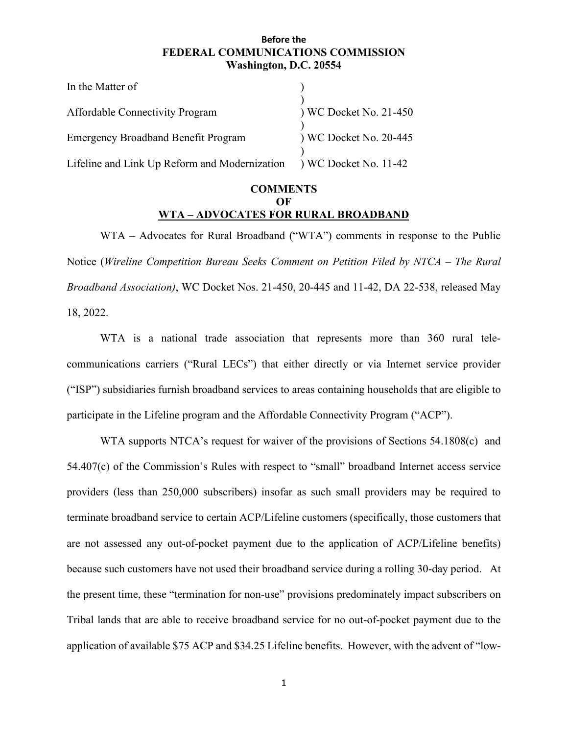**Before the**
**FEDERAL COMMUNICATIONS COMMISSION**
**Washington, D.C. 20554**

| | |
|---|---|
| In the Matter of | ) |
| | ) |
| Affordable Connectivity Program | ) WC Docket No. 21-450 |
| | ) |
| Emergency Broadband Benefit Program | ) WC Docket No. 20-445 |
| | ) |
| Lifeline and Link Up Reform and Modernization | ) WC Docket No. 11-42 |

**COMMENTS**
**OF**
**WTA – ADVOCATES FOR RURAL BROADBAND**

WTA – Advocates for Rural Broadband ("WTA") comments in response to the Public Notice (*Wireline Competition Bureau Seeks Comment on Petition Filed by NTCA – The Rural Broadband Association)*, WC Docket Nos. 21-450, 20-445 and 11-42, DA 22-538, released May 18, 2022.

WTA is a national trade association that represents more than 360 rural telecommunications carriers ("Rural LECs") that either directly or via Internet service provider ("ISP") subsidiaries furnish broadband services to areas containing households that are eligible to participate in the Lifeline program and the Affordable Connectivity Program ("ACP").

WTA supports NTCA's request for waiver of the provisions of Sections 54.1808(c) and 54.407(c) of the Commission's Rules with respect to "small" broadband Internet access service providers (less than 250,000 subscribers) insofar as such small providers may be required to terminate broadband service to certain ACP/Lifeline customers (specifically, those customers that are not assessed any out-of-pocket payment due to the application of ACP/Lifeline benefits) because such customers have not used their broadband service during a rolling 30-day period. At the present time, these "termination for non-use" provisions predominately impact subscribers on Tribal lands that are able to receive broadband service for no out-of-pocket payment due to the application of available $75 ACP and $34.25 Lifeline benefits. However, with the advent of "low-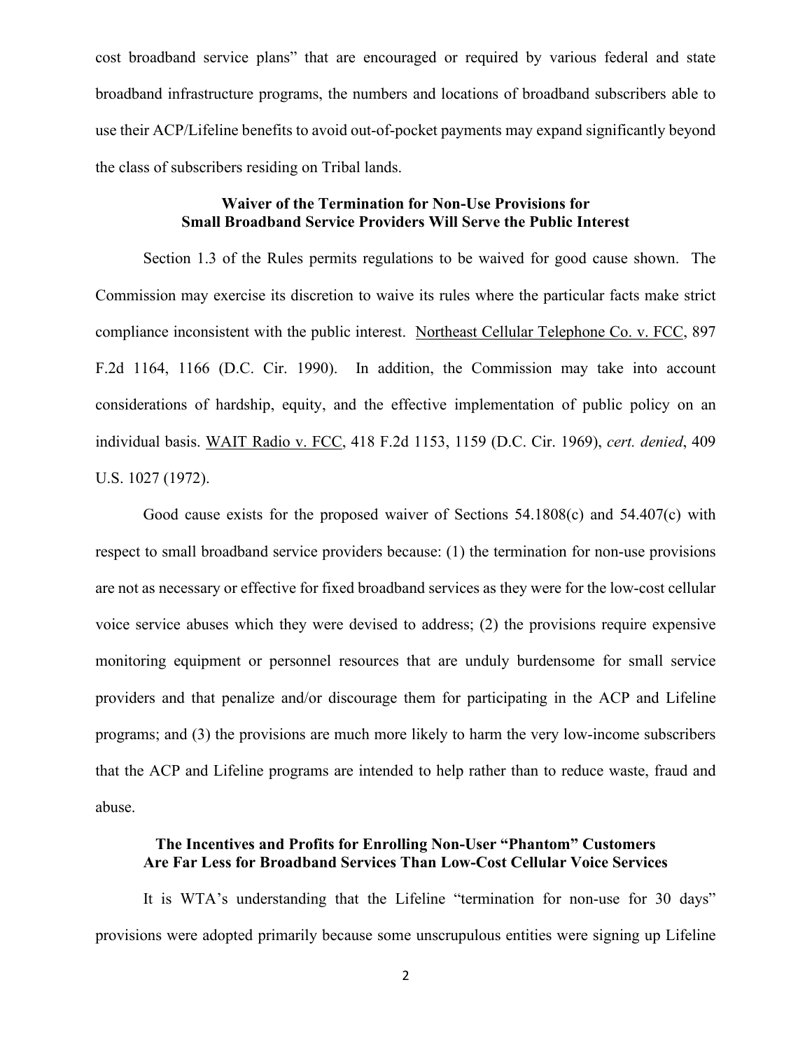cost broadband service plans" that are encouraged or required by various federal and state broadband infrastructure programs, the numbers and locations of broadband subscribers able to use their ACP/Lifeline benefits to avoid out-of-pocket payments may expand significantly beyond the class of subscribers residing on Tribal lands.

**Waiver of the Termination for Non-Use Provisions for Small Broadband Service Providers Will Serve the Public Interest**

Section 1.3 of the Rules permits regulations to be waived for good cause shown. The Commission may exercise its discretion to waive its rules where the particular facts make strict compliance inconsistent with the public interest. Northeast Cellular Telephone Co. v. FCC, 897 F.2d 1164, 1166 (D.C. Cir. 1990). In addition, the Commission may take into account considerations of hardship, equity, and the effective implementation of public policy on an individual basis. WAIT Radio v. FCC, 418 F.2d 1153, 1159 (D.C. Cir. 1969), *cert. denied*, 409 U.S. 1027 (1972).

Good cause exists for the proposed waiver of Sections 54.1808(c) and 54.407(c) with respect to small broadband service providers because: (1) the termination for non-use provisions are not as necessary or effective for fixed broadband services as they were for the low-cost cellular voice service abuses which they were devised to address; (2) the provisions require expensive monitoring equipment or personnel resources that are unduly burdensome for small service providers and that penalize and/or discourage them for participating in the ACP and Lifeline programs; and (3) the provisions are much more likely to harm the very low-income subscribers that the ACP and Lifeline programs are intended to help rather than to reduce waste, fraud and abuse.

**The Incentives and Profits for Enrolling Non-User "Phantom" Customers Are Far Less for Broadband Services Than Low-Cost Cellular Voice Services**

It is WTA's understanding that the Lifeline "termination for non-use for 30 days" provisions were adopted primarily because some unscrupulous entities were signing up Lifeline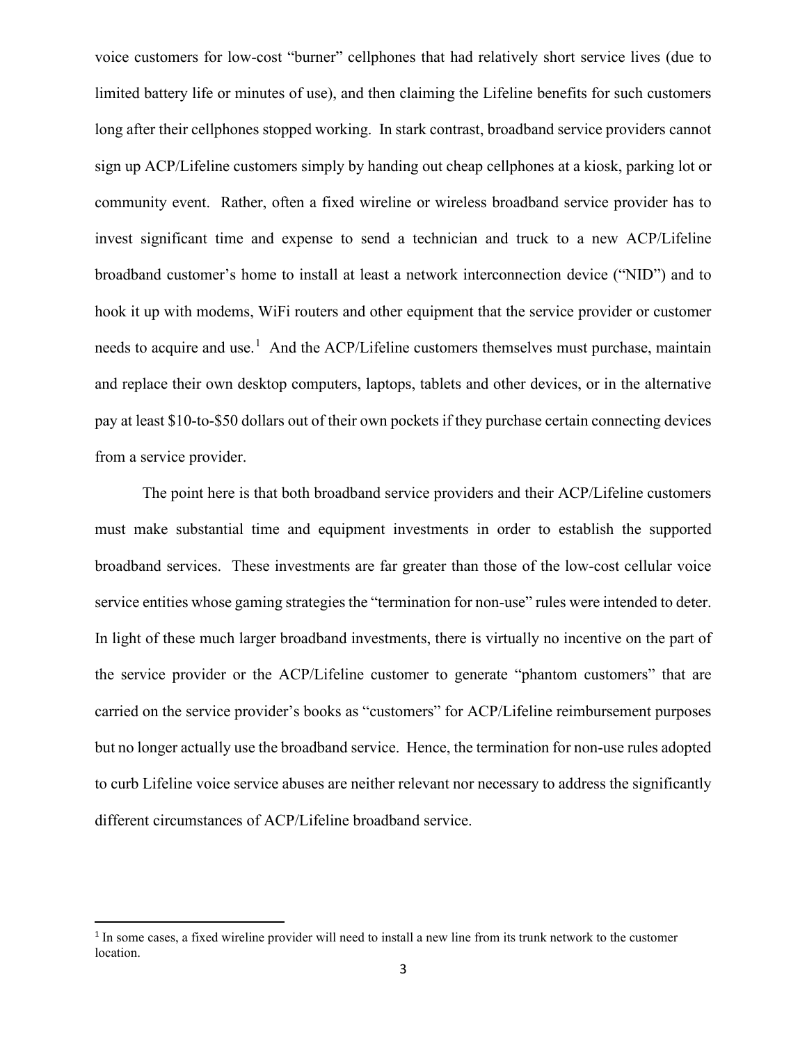voice customers for low-cost "burner" cellphones that had relatively short service lives (due to limited battery life or minutes of use), and then claiming the Lifeline benefits for such customers long after their cellphones stopped working. In stark contrast, broadband service providers cannot sign up ACP/Lifeline customers simply by handing out cheap cellphones at a kiosk, parking lot or community event. Rather, often a fixed wireline or wireless broadband service provider has to invest significant time and expense to send a technician and truck to a new ACP/Lifeline broadband customer's home to install at least a network interconnection device ("NID") and to hook it up with modems, WiFi routers and other equipment that the service provider or customer needs to acquire and use.[1] And the ACP/Lifeline customers themselves must purchase, maintain and replace their own desktop computers, laptops, tablets and other devices, or in the alternative pay at least $10-to-$50 dollars out of their own pockets if they purchase certain connecting devices from a service provider.

The point here is that both broadband service providers and their ACP/Lifeline customers must make substantial time and equipment investments in order to establish the supported broadband services. These investments are far greater than those of the low-cost cellular voice service entities whose gaming strategies the "termination for non-use" rules were intended to deter. In light of these much larger broadband investments, there is virtually no incentive on the part of the service provider or the ACP/Lifeline customer to generate "phantom customers" that are carried on the service provider's books as "customers" for ACP/Lifeline reimbursement purposes but no longer actually use the broadband service. Hence, the termination for non-use rules adopted to curb Lifeline voice service abuses are neither relevant nor necessary to address the significantly different circumstances of ACP/Lifeline broadband service.

[1] In some cases, a fixed wireline provider will need to install a new line from its trunk network to the customer location.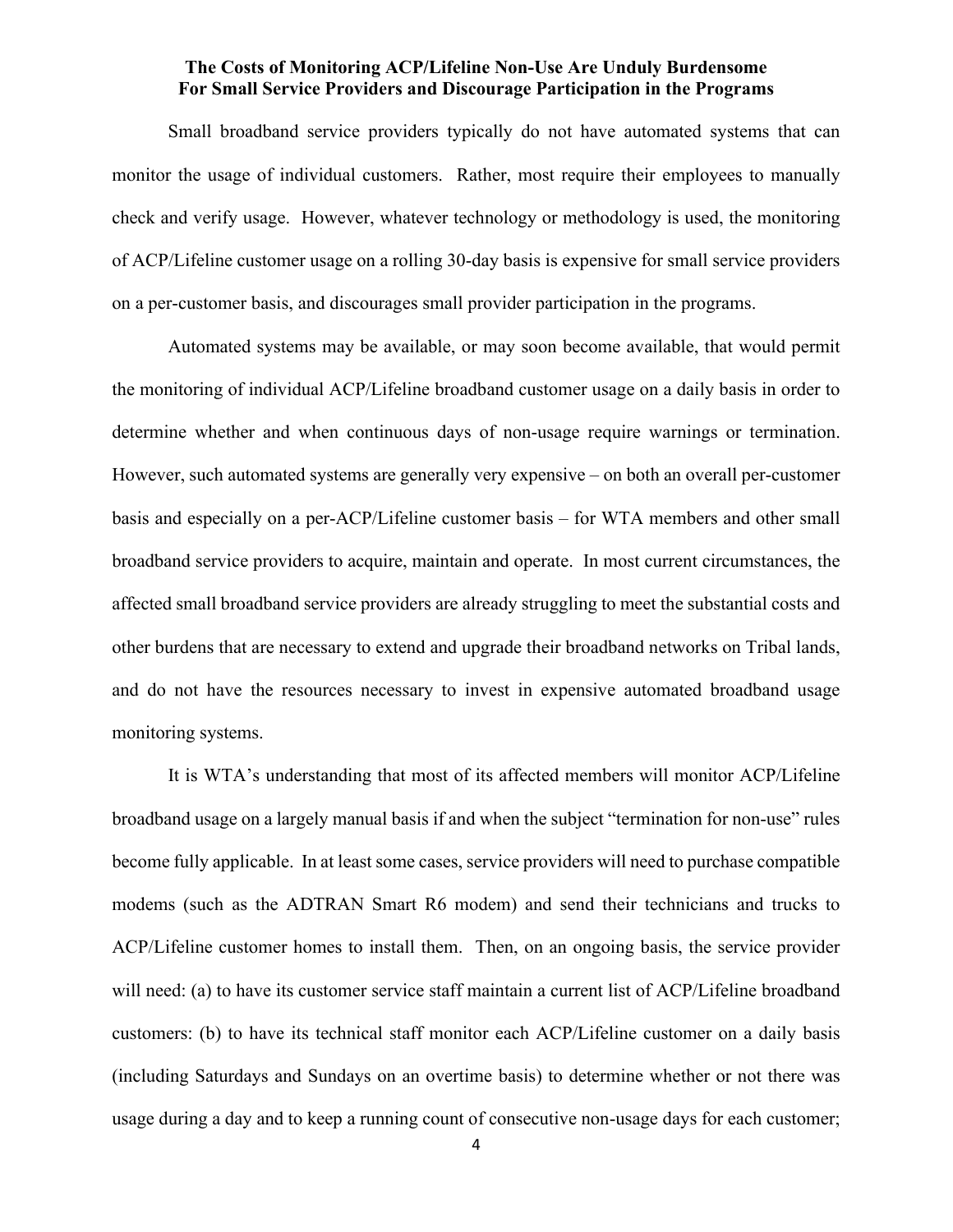**The Costs of Monitoring ACP/Lifeline Non-Use Are Unduly Burdensome For Small Service Providers and Discourage Participation in the Programs**

Small broadband service providers typically do not have automated systems that can monitor the usage of individual customers. Rather, most require their employees to manually check and verify usage. However, whatever technology or methodology is used, the monitoring of ACP/Lifeline customer usage on a rolling 30-day basis is expensive for small service providers on a per-customer basis, and discourages small provider participation in the programs.

Automated systems may be available, or may soon become available, that would permit the monitoring of individual ACP/Lifeline broadband customer usage on a daily basis in order to determine whether and when continuous days of non-usage require warnings or termination. However, such automated systems are generally very expensive – on both an overall per-customer basis and especially on a per-ACP/Lifeline customer basis – for WTA members and other small broadband service providers to acquire, maintain and operate. In most current circumstances, the affected small broadband service providers are already struggling to meet the substantial costs and other burdens that are necessary to extend and upgrade their broadband networks on Tribal lands, and do not have the resources necessary to invest in expensive automated broadband usage monitoring systems.

It is WTA's understanding that most of its affected members will monitor ACP/Lifeline broadband usage on a largely manual basis if and when the subject "termination for non-use" rules become fully applicable. In at least some cases, service providers will need to purchase compatible modems (such as the ADTRAN Smart R6 modem) and send their technicians and trucks to ACP/Lifeline customer homes to install them. Then, on an ongoing basis, the service provider will need: (a) to have its customer service staff maintain a current list of ACP/Lifeline broadband customers: (b) to have its technical staff monitor each ACP/Lifeline customer on a daily basis (including Saturdays and Sundays on an overtime basis) to determine whether or not there was usage during a day and to keep a running count of consecutive non-usage days for each customer;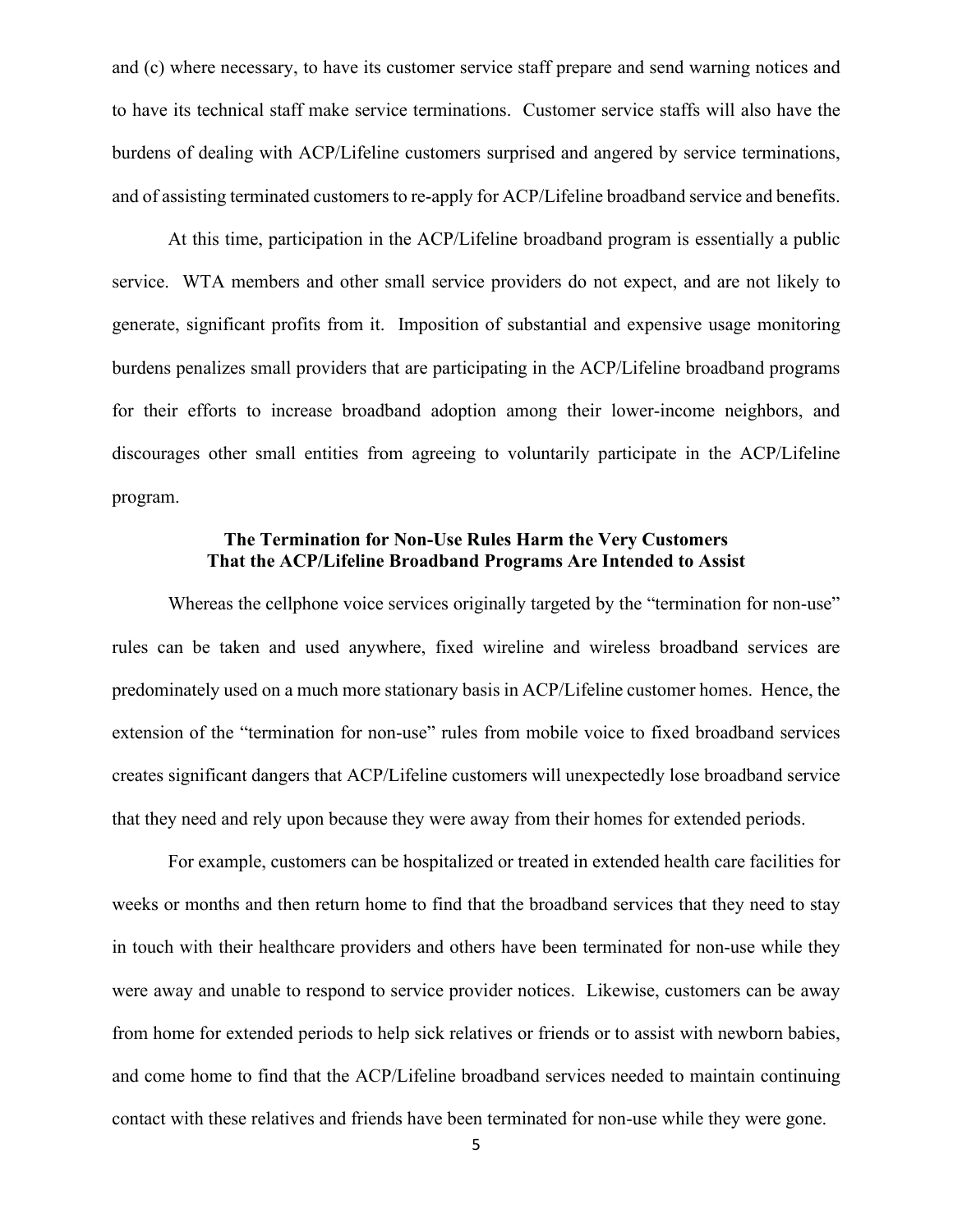and (c) where necessary, to have its customer service staff prepare and send warning notices and to have its technical staff make service terminations. Customer service staffs will also have the burdens of dealing with ACP/Lifeline customers surprised and angered by service terminations, and of assisting terminated customers to re-apply for ACP/Lifeline broadband service and benefits.

At this time, participation in the ACP/Lifeline broadband program is essentially a public service. WTA members and other small service providers do not expect, and are not likely to generate, significant profits from it. Imposition of substantial and expensive usage monitoring burdens penalizes small providers that are participating in the ACP/Lifeline broadband programs for their efforts to increase broadband adoption among their lower-income neighbors, and discourages other small entities from agreeing to voluntarily participate in the ACP/Lifeline program.

**The Termination for Non-Use Rules Harm the Very Customers That the ACP/Lifeline Broadband Programs Are Intended to Assist**

Whereas the cellphone voice services originally targeted by the "termination for non-use" rules can be taken and used anywhere, fixed wireline and wireless broadband services are predominately used on a much more stationary basis in ACP/Lifeline customer homes. Hence, the extension of the "termination for non-use" rules from mobile voice to fixed broadband services creates significant dangers that ACP/Lifeline customers will unexpectedly lose broadband service that they need and rely upon because they were away from their homes for extended periods.

For example, customers can be hospitalized or treated in extended health care facilities for weeks or months and then return home to find that the broadband services that they need to stay in touch with their healthcare providers and others have been terminated for non-use while they were away and unable to respond to service provider notices. Likewise, customers can be away from home for extended periods to help sick relatives or friends or to assist with newborn babies, and come home to find that the ACP/Lifeline broadband services needed to maintain continuing contact with these relatives and friends have been terminated for non-use while they were gone.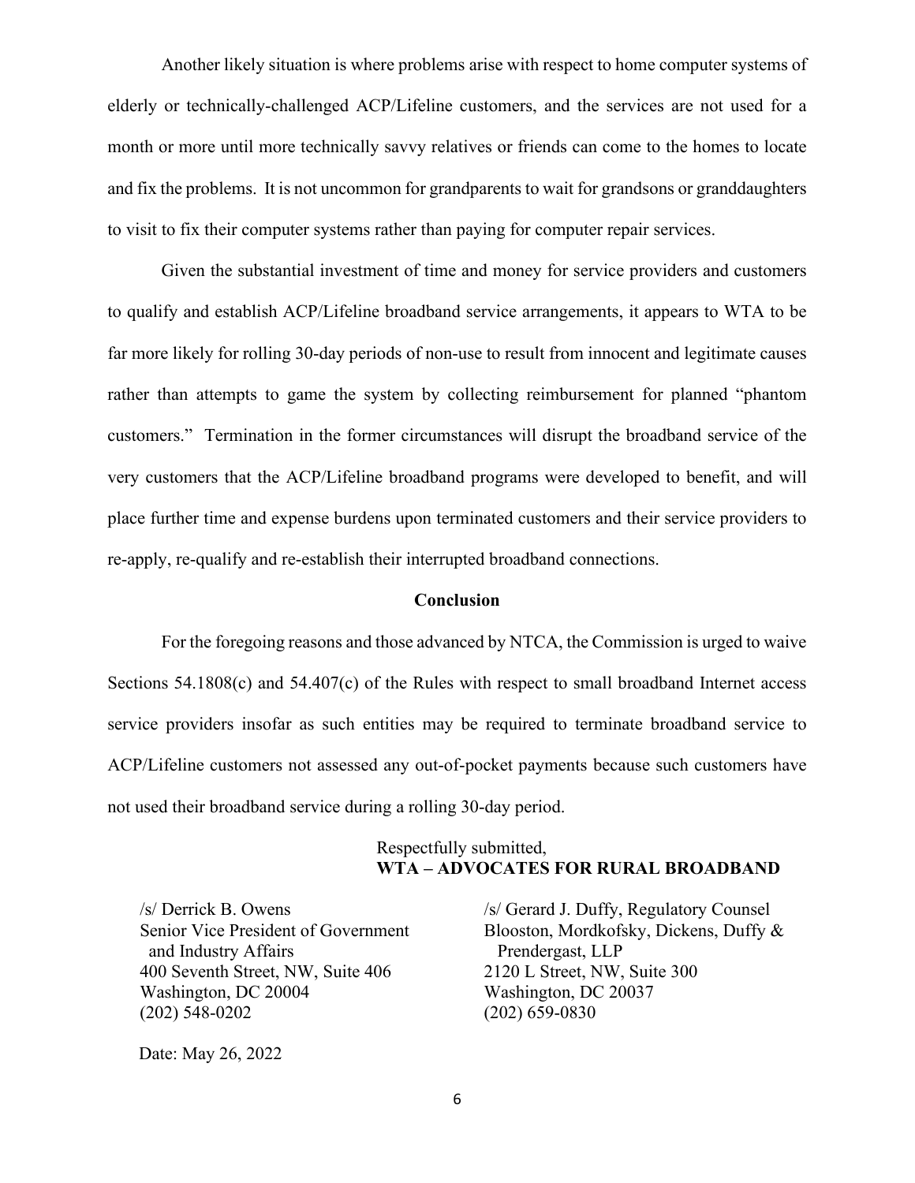Another likely situation is where problems arise with respect to home computer systems of elderly or technically-challenged ACP/Lifeline customers, and the services are not used for a month or more until more technically savvy relatives or friends can come to the homes to locate and fix the problems. It is not uncommon for grandparents to wait for grandsons or granddaughters to visit to fix their computer systems rather than paying for computer repair services.

Given the substantial investment of time and money for service providers and customers to qualify and establish ACP/Lifeline broadband service arrangements, it appears to WTA to be far more likely for rolling 30-day periods of non-use to result from innocent and legitimate causes rather than attempts to game the system by collecting reimbursement for planned "phantom customers." Termination in the former circumstances will disrupt the broadband service of the very customers that the ACP/Lifeline broadband programs were developed to benefit, and will place further time and expense burdens upon terminated customers and their service providers to re-apply, re-qualify and re-establish their interrupted broadband connections.

## Conclusion

For the foregoing reasons and those advanced by NTCA, the Commission is urged to waive Sections 54.1808(c) and 54.407(c) of the Rules with respect to small broadband Internet access service providers insofar as such entities may be required to terminate broadband service to ACP/Lifeline customers not assessed any out-of-pocket payments because such customers have not used their broadband service during a rolling 30-day period.

Respectfully submitted,
**WTA – ADVOCATES FOR RURAL BROADBAND**

/s/ Derrick B. Owens
Senior Vice President of Government and Industry Affairs
400 Seventh Street, NW, Suite 406
Washington, DC 20004
(202) 548-0202

/s/ Gerard J. Duffy, Regulatory Counsel
Blooston, Mordkofsky, Dickens, Duffy & Prendergast, LLP
2120 L Street, NW, Suite 300
Washington, DC 20037
(202) 659-0830

Date: May 26, 2022